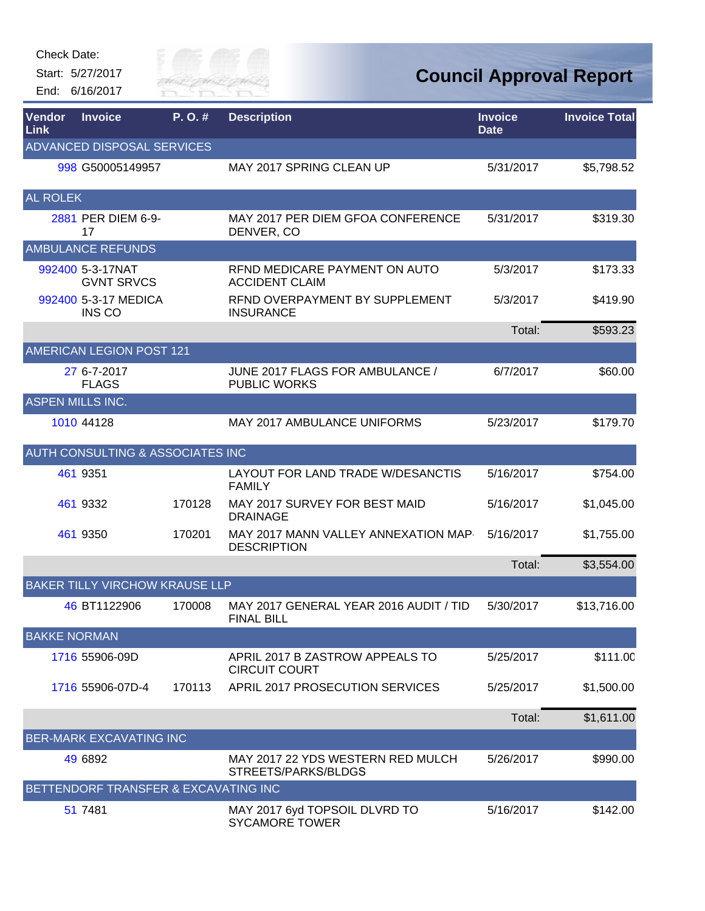Check Date:

Start: 5/27/2017

End: 6/16/2017

# Council Approval Report

| Vendor Link | Invoice | P. O. # | Description | Invoice Date | Invoice Total |
|---|---|---|---|---|---|
| ADVANCED DISPOSAL SERVICES | | | | | |
| 998 | G50005149957 | | MAY 2017 SPRING CLEAN UP | 5/31/2017 | $5,798.52 |
| AL ROLEK | | | | | |
| 2881 | PER DIEM 6-9-17 | | MAY 2017 PER DIEM GFOA CONFERENCE DENVER, CO | 5/31/2017 | $319.30 |
| AMBULANCE REFUNDS | | | | | |
| 992400 | 5-3-17NAT GVNT SRVCS | | RFND MEDICARE PAYMENT ON AUTO ACCIDENT CLAIM | 5/3/2017 | $173.33 |
| 992400 | 5-3-17 MEDICA INS CO | | RFND OVERPAYMENT BY SUPPLEMENT INSURANCE | 5/3/2017 | $419.90 |
| | | | | Total: | $593.23 |
| AMERICAN LEGION POST 121 | | | | | |
| 27 | 6-7-2017 FLAGS | | JUNE 2017 FLAGS FOR AMBULANCE / PUBLIC WORKS | 6/7/2017 | $60.00 |
| ASPEN MILLS INC. | | | | | |
| 1010 | 44128 | | MAY 2017 AMBULANCE UNIFORMS | 5/23/2017 | $179.70 |
| AUTH CONSULTING & ASSOCIATES INC | | | | | |
| 461 | 9351 | | LAYOUT FOR LAND TRADE W/DESANCTIS FAMILY | 5/16/2017 | $754.00 |
| 461 | 9332 | 170128 | MAY 2017 SURVEY FOR BEST MAID DRAINAGE | 5/16/2017 | $1,045.00 |
| 461 | 9350 | 170201 | MAY 2017 MANN VALLEY ANNEXATION MAP DESCRIPTION | 5/16/2017 | $1,755.00 |
| | | | | Total: | $3,554.00 |
| BAKER TILLY VIRCHOW KRAUSE LLP | | | | | |
| 46 | BT1122906 | 170008 | MAY 2017 GENERAL YEAR 2016 AUDIT / TID FINAL BILL | 5/30/2017 | $13,716.00 |
| BAKKE NORMAN | | | | | |
| 1716 | 55906-09D | | APRIL 2017 B ZASTROW APPEALS TO CIRCUIT COURT | 5/25/2017 | $111.00 |
| 1716 | 55906-07D-4 | 170113 | APRIL 2017 PROSECUTION SERVICES | 5/25/2017 | $1,500.00 |
| | | | | Total: | $1,611.00 |
| BER-MARK EXCAVATING INC | | | | | |
| 49 | 6892 | | MAY 2017 22 YDS WESTERN RED MULCH STREETS/PARKS/BLDGS | 5/26/2017 | $990.00 |
| BETTENDORF TRANSFER & EXCAVATING INC | | | | | |
| 51 | 7481 | | MAY 2017 6yd TOPSOIL DLVRD TO SYCAMORE TOWER | 5/16/2017 | $142.00 |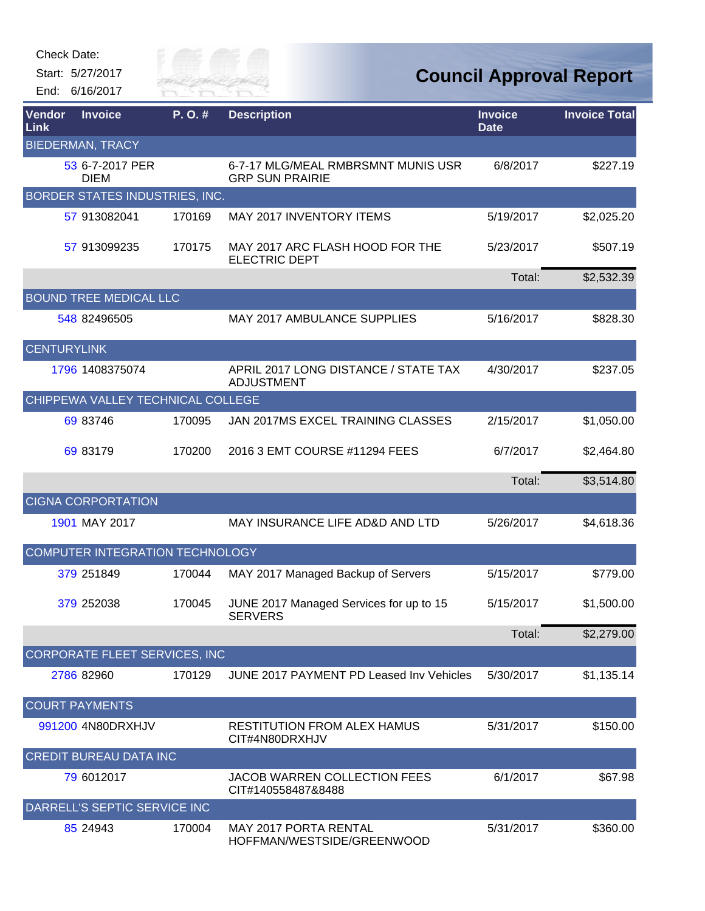Check Date:

Start: 5/27/2017

End: 6/16/2017

# Council Approval Report

| Vendor Link | Invoice | P. O. # | Description | Invoice Date | Invoice Total |
|---|---|---|---|---|---|
| BIEDERMAN, TRACY | | | | | |
| 53 | 6-7-2017 PER DIEM | | 6-7-17 MLG/MEAL RMBRSMNT MUNIS USR GRP SUN PRAIRIE | 6/8/2017 | $227.19 |
| BORDER STATES INDUSTRIES, INC. | | | | | |
| 57 | 913082041 | 170169 | MAY 2017 INVENTORY ITEMS | 5/19/2017 | $2,025.20 |
| 57 | 913099235 | 170175 | MAY 2017 ARC FLASH HOOD FOR THE ELECTRIC DEPT | 5/23/2017 | $507.19 |
| | | | | Total: | $2,532.39 |
| BOUND TREE MEDICAL LLC | | | | | |
| 548 | 82496505 | | MAY 2017 AMBULANCE SUPPLIES | 5/16/2017 | $828.30 |
| CENTURYLINK | | | | | |
| 1796 | 1408375074 | | APRIL 2017 LONG DISTANCE / STATE TAX ADJUSTMENT | 4/30/2017 | $237.05 |
| CHIPPEWA VALLEY TECHNICAL COLLEGE | | | | | |
| 69 | 83746 | 170095 | JAN 2017MS EXCEL TRAINING CLASSES | 2/15/2017 | $1,050.00 |
| 69 | 83179 | 170200 | 2016 3 EMT COURSE #11294 FEES | 6/7/2017 | $2,464.80 |
| | | | | Total: | $3,514.80 |
| CIGNA CORPORATION | | | | | |
| 1901 | MAY 2017 | | MAY INSURANCE LIFE AD&D AND LTD | 5/26/2017 | $4,618.36 |
| COMPUTER INTEGRATION TECHNOLOGY | | | | | |
| 379 | 251849 | 170044 | MAY 2017 Managed Backup of Servers | 5/15/2017 | $779.00 |
| 379 | 252038 | 170045 | JUNE 2017 Managed Services for up to 15 SERVERS | 5/15/2017 | $1,500.00 |
| | | | | Total: | $2,279.00 |
| CORPORATE FLEET SERVICES, INC | | | | | |
| 2786 | 82960 | 170129 | JUNE 2017 PAYMENT PD Leased Inv Vehicles | 5/30/2017 | $1,135.14 |
| COURT PAYMENTS | | | | | |
| 991200 | 4N80DRXHJV | | RESTITUTION FROM ALEX HAMUS CIT#4N80DRXHJV | 5/31/2017 | $150.00 |
| CREDIT BUREAU DATA INC | | | | | |
| 79 | 6012017 | | JACOB WARREN COLLECTION FEES CIT#140558487&8488 | 6/1/2017 | $67.98 |
| DARRELL'S SEPTIC SERVICE INC | | | | | |
| 85 | 24943 | 170004 | MAY 2017 PORTA RENTAL HOFFMAN/WESTSIDE/GREENWOOD | 5/31/2017 | $360.00 |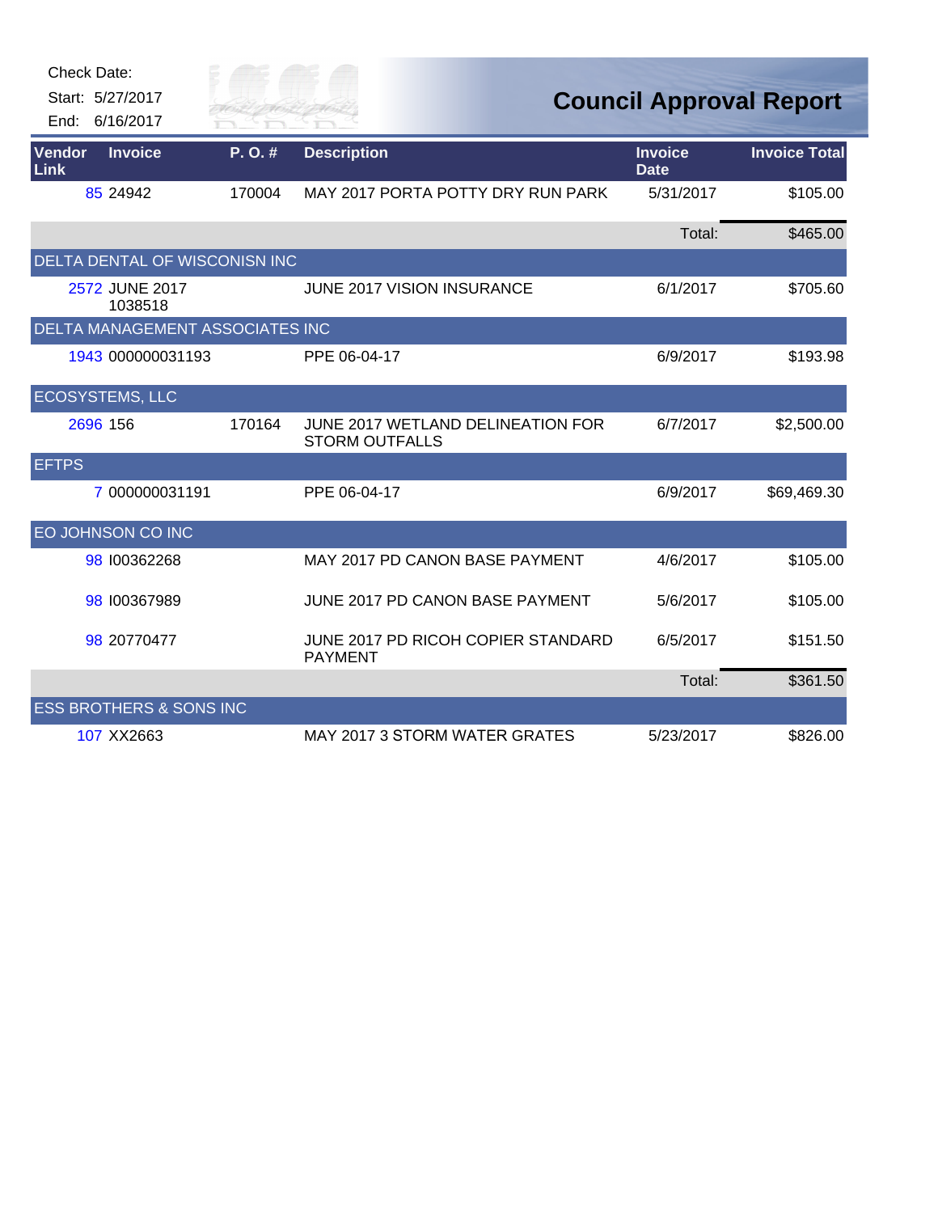Check Date:

Start: 5/27/2017

End: 6/16/2017

# Council Approval Report

| Vendor Link | Invoice | P. O. # | Description | Invoice Date | Invoice Total |
|---|---|---|---|---|---|
| 85 | 24942 | 170004 | MAY 2017 PORTA POTTY DRY RUN PARK | 5/31/2017 | $105.00 |
| | | | | Total: | $465.00 |
| DELTA DENTAL OF WISCONISN INC | | | | | |
| 2572 | JUNE 2017 1038518 | | JUNE 2017 VISION INSURANCE | 6/1/2017 | $705.60 |
| DELTA MANAGEMENT ASSOCIATES INC | | | | | |
| 1943 | 000000031193 | | PPE 06-04-17 | 6/9/2017 | $193.98 |
| ECOSYSTEMS, LLC | | | | | |
| 2696 | 156 | 170164 | JUNE 2017 WETLAND DELINEATION FOR STORM OUTFALLS | 6/7/2017 | $2,500.00 |
| EFTPS | | | | | |
| 7 | 000000031191 | | PPE 06-04-17 | 6/9/2017 | $69,469.30 |
| EO JOHNSON CO INC | | | | | |
| 98 | I00362268 | | MAY 2017 PD CANON BASE PAYMENT | 4/6/2017 | $105.00 |
| 98 | I00367989 | | JUNE 2017 PD CANON BASE PAYMENT | 5/6/2017 | $105.00 |
| 98 | 20770477 | | JUNE 2017 PD RICOH COPIER STANDARD PAYMENT | 6/5/2017 | $151.50 |
| | | | | Total: | $361.50 |
| ESS BROTHERS & SONS INC | | | | | |
| 107 | XX2663 | | MAY 2017 3 STORM WATER GRATES | 5/23/2017 | $826.00 |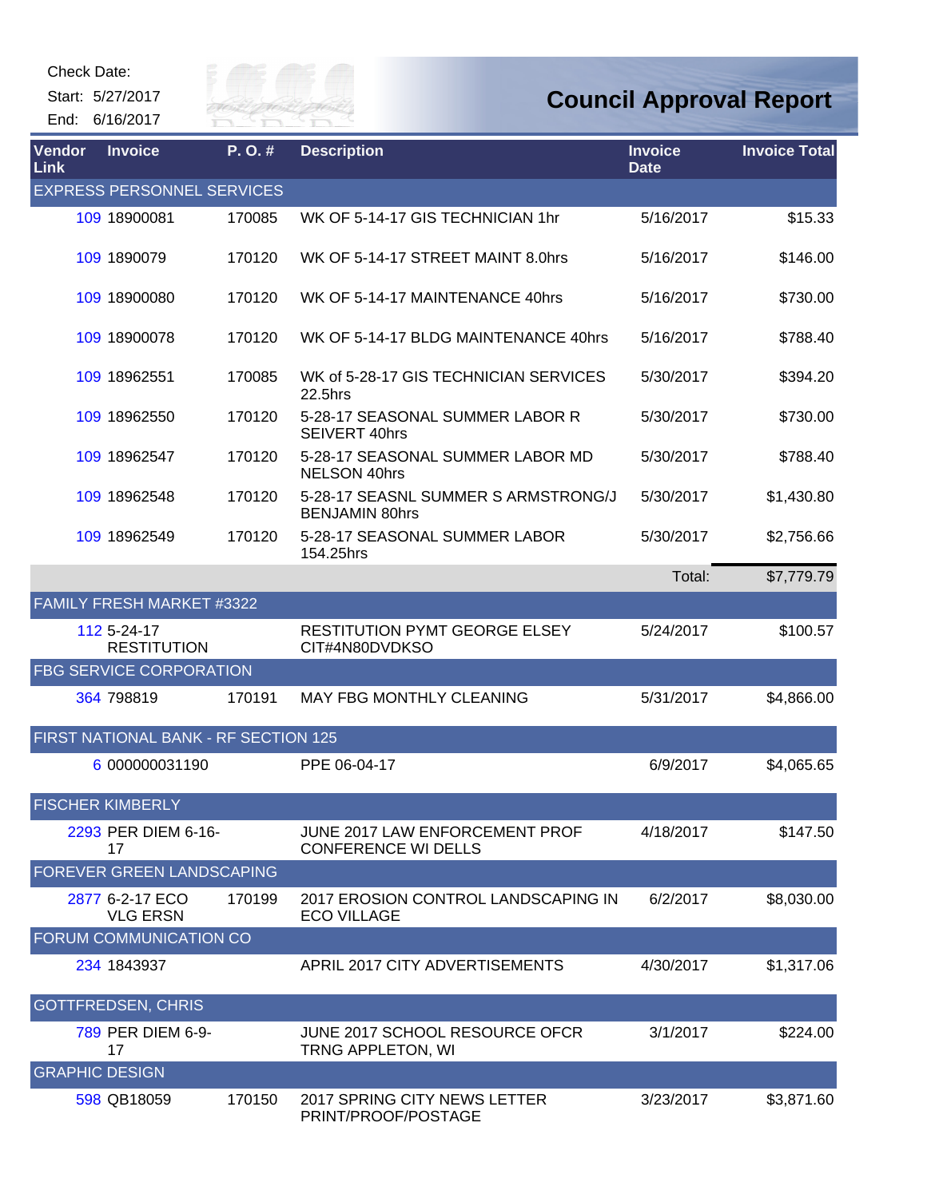Check Date:

Start: 5/27/2017

End: 6/16/2017

# Council Approval Report

| Vendor Link | Invoice | P. O. # | Description | Invoice Date | Invoice Total |
|---|---|---|---|---|---|
| EXPRESS PERSONNEL SERVICES | | | | | |
| 109 | 18900081 | 170085 | WK OF 5-14-17 GIS TECHNICIAN 1hr | 5/16/2017 | $15.33 |
| 109 | 1890079 | 170120 | WK OF 5-14-17 STREET MAINT 8.0hrs | 5/16/2017 | $146.00 |
| 109 | 18900080 | 170120 | WK OF 5-14-17 MAINTENANCE 40hrs | 5/16/2017 | $730.00 |
| 109 | 18900078 | 170120 | WK OF 5-14-17 BLDG MAINTENANCE 40hrs | 5/16/2017 | $788.40 |
| 109 | 18962551 | 170085 | WK of 5-28-17 GIS TECHNICIAN SERVICES 22.5hrs | 5/30/2017 | $394.20 |
| 109 | 18962550 | 170120 | 5-28-17 SEASONAL SUMMER LABOR R SEIVERT 40hrs | 5/30/2017 | $730.00 |
| 109 | 18962547 | 170120 | 5-28-17 SEASONAL SUMMER LABOR MD NELSON 40hrs | 5/30/2017 | $788.40 |
| 109 | 18962548 | 170120 | 5-28-17 SEASNL SUMMER S ARMSTRONG/J BENJAMIN 80hrs | 5/30/2017 | $1,430.80 |
| 109 | 18962549 | 170120 | 5-28-17 SEASONAL SUMMER LABOR 154.25hrs | 5/30/2017 | $2,756.66 |
| | | | | Total: | $7,779.79 |
| FAMILY FRESH MARKET #3322 | | | | | |
| 112 | 5-24-17 RESTITUTION | | RESTITUTION PYMT GEORGE ELSEY CIT#4N80DVDKSO | 5/24/2017 | $100.57 |
| FBG SERVICE CORPORATION | | | | | |
| 364 | 798819 | 170191 | MAY FBG MONTHLY CLEANING | 5/31/2017 | $4,866.00 |
| FIRST NATIONAL BANK - RF SECTION 125 | | | | | |
| 6 | 000000031190 | | PPE 06-04-17 | 6/9/2017 | $4,065.65 |
| FISCHER KIMBERLY | | | | | |
| 2293 | PER DIEM 6-16-17 | | JUNE 2017 LAW ENFORCEMENT PROF CONFERENCE WI DELLS | 4/18/2017 | $147.50 |
| FOREVER GREEN LANDSCAPING | | | | | |
| 2877 | 6-2-17 ECO VLG ERSN | 170199 | 2017 EROSION CONTROL LANDSCAPING IN ECO VILLAGE | 6/2/2017 | $8,030.00 |
| FORUM COMMUNICATION CO | | | | | |
| 234 | 1843937 | | APRIL 2017 CITY ADVERTISEMENTS | 4/30/2017 | $1,317.06 |
| GOTTFREDSEN, CHRIS | | | | | |
| 789 | PER DIEM 6-9-17 | | JUNE 2017 SCHOOL RESOURCE OFCR TRNG APPLETON, WI | 3/1/2017 | $224.00 |
| GRAPHIC DESIGN | | | | | |
| 598 | QB18059 | 170150 | 2017 SPRING CITY NEWS LETTER PRINT/PROOF/POSTAGE | 3/23/2017 | $3,871.60 |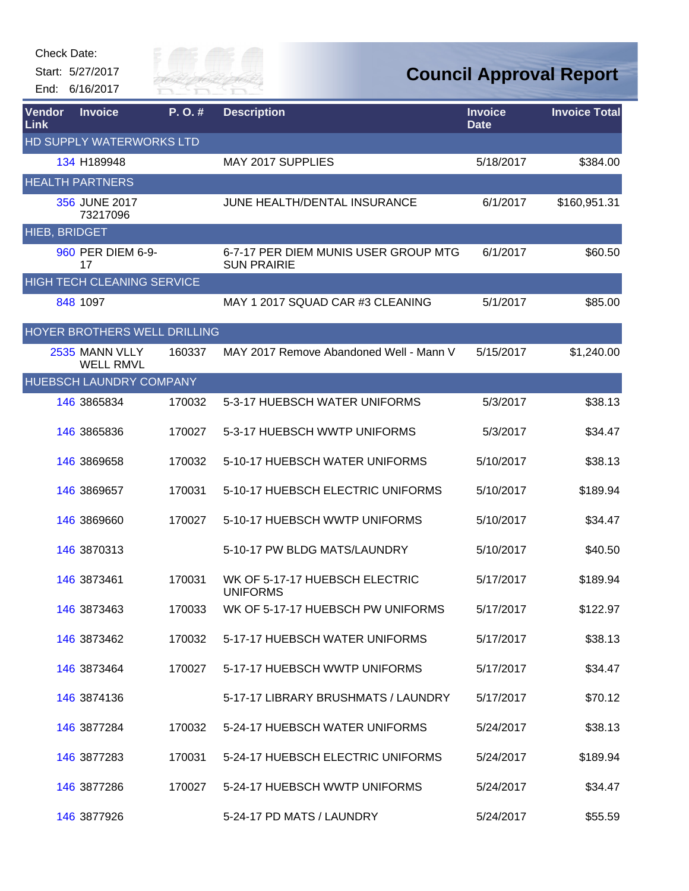Check Date:

Start: 5/27/2017

End: 6/16/2017

# Council Approval Report

| Vendor Link | Invoice | P. O. # | Description | Invoice Date | Invoice Total |
|---|---|---|---|---|---|
| HD SUPPLY WATERWORKS LTD | | | | | |
| 134 | H189948 | | MAY 2017 SUPPLIES | 5/18/2017 | $384.00 |
| HEALTH PARTNERS | | | | | |
| 356 | JUNE 2017 73217096 | | JUNE HEALTH/DENTAL INSURANCE | 6/1/2017 | $160,951.31 |
| HIEB, BRIDGET | | | | | |
| 960 | PER DIEM 6-9-17 | | 6-7-17 PER DIEM MUNIS USER GROUP MTG SUN PRAIRIE | 6/1/2017 | $60.50 |
| HIGH TECH CLEANING SERVICE | | | | | |
| 848 | 1097 | | MAY 1 2017 SQUAD CAR #3 CLEANING | 5/1/2017 | $85.00 |
| HOYER BROTHERS WELL DRILLING | | | | | |
| 2535 | MANN VLLY WELL RMVL | 160337 | MAY 2017 Remove Abandoned Well - Mann V | 5/15/2017 | $1,240.00 |
| HUEBSCH LAUNDRY COMPANY | | | | | |
| 146 | 3865834 | 170032 | 5-3-17 HUEBSCH WATER UNIFORMS | 5/3/2017 | $38.13 |
| 146 | 3865836 | 170027 | 5-3-17 HUEBSCH WWTP UNIFORMS | 5/3/2017 | $34.47 |
| 146 | 3869658 | 170032 | 5-10-17 HUEBSCH WATER UNIFORMS | 5/10/2017 | $38.13 |
| 146 | 3869657 | 170031 | 5-10-17 HUEBSCH ELECTRIC UNIFORMS | 5/10/2017 | $189.94 |
| 146 | 3869660 | 170027 | 5-10-17 HUEBSCH WWTP UNIFORMS | 5/10/2017 | $34.47 |
| 146 | 3870313 | | 5-10-17 PW BLDG MATS/LAUNDRY | 5/10/2017 | $40.50 |
| 146 | 3873461 | 170031 | WK OF 5-17-17 HUEBSCH ELECTRIC UNIFORMS | 5/17/2017 | $189.94 |
| 146 | 3873463 | 170033 | WK OF 5-17-17 HUEBSCH PW UNIFORMS | 5/17/2017 | $122.97 |
| 146 | 3873462 | 170032 | 5-17-17 HUEBSCH WATER UNIFORMS | 5/17/2017 | $38.13 |
| 146 | 3873464 | 170027 | 5-17-17 HUEBSCH WWTP UNIFORMS | 5/17/2017 | $34.47 |
| 146 | 3874136 | | 5-17-17 LIBRARY BRUSHMATS / LAUNDRY | 5/17/2017 | $70.12 |
| 146 | 3877284 | 170032 | 5-24-17 HUEBSCH WATER UNIFORMS | 5/24/2017 | $38.13 |
| 146 | 3877283 | 170031 | 5-24-17 HUEBSCH ELECTRIC UNIFORMS | 5/24/2017 | $189.94 |
| 146 | 3877286 | 170027 | 5-24-17 HUEBSCH WWTP UNIFORMS | 5/24/2017 | $34.47 |
| 146 | 3877926 | | 5-24-17 PD MATS / LAUNDRY | 5/24/2017 | $55.59 |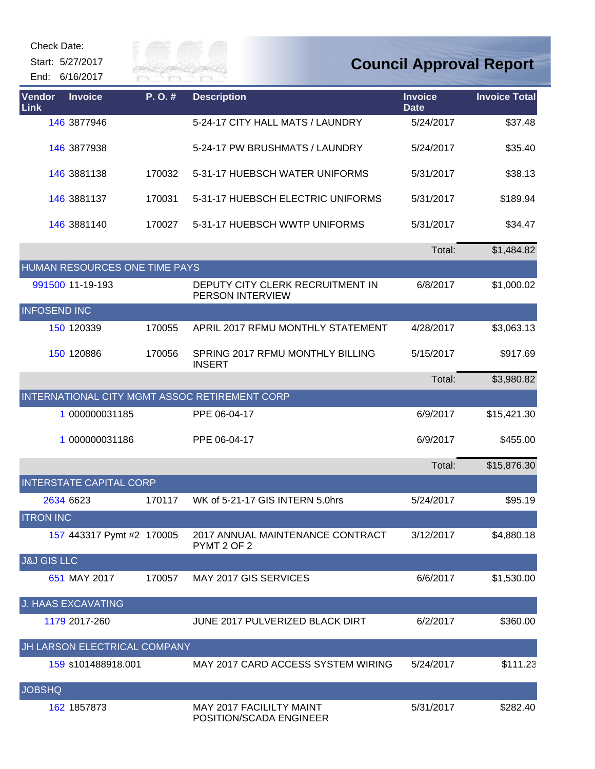Check Date:

Start: 5/27/2017

End: 6/16/2017

# Council Approval Report

| Vendor Link | Invoice | P. O. # | Description | Invoice Date | Invoice Total |
|---|---|---|---|---|---|
| 146 | 3877946 | | 5-24-17 CITY HALL MATS / LAUNDRY | 5/24/2017 | $37.48 |
| 146 | 3877938 | | 5-24-17 PW BRUSHMATS / LAUNDRY | 5/24/2017 | $35.40 |
| 146 | 3881138 | 170032 | 5-31-17 HUEBSCH WATER UNIFORMS | 5/31/2017 | $38.13 |
| 146 | 3881137 | 170031 | 5-31-17 HUEBSCH ELECTRIC UNIFORMS | 5/31/2017 | $189.94 |
| 146 | 3881140 | 170027 | 5-31-17 HUEBSCH WWTP UNIFORMS | 5/31/2017 | $34.47 |
| | | | | Total: | $1,484.82 |
| **HUMAN RESOURCES ONE TIME PAYS** | | | | | |
| 991500 | 11-19-193 | | DEPUTY CITY CLERK RECRUITMENT IN PERSON INTERVIEW | 6/8/2017 | $1,000.02 |
| **INFOSEND INC** | | | | | |
| 150 | 120339 | 170055 | APRIL 2017 RFMU MONTHLY STATEMENT | 4/28/2017 | $3,063.13 |
| 150 | 120886 | 170056 | SPRING 2017 RFMU MONTHLY BILLING INSERT | 5/15/2017 | $917.69 |
| | | | | Total: | $3,980.82 |
| **INTERNATIONAL CITY MGMT ASSOC RETIREMENT CORP** | | | | | |
| 1 | 000000031185 | | PPE 06-04-17 | 6/9/2017 | $15,421.30 |
| 1 | 000000031186 | | PPE 06-04-17 | 6/9/2017 | $455.00 |
| | | | | Total: | $15,876.30 |
| **INTERSTATE CAPITAL CORP** | | | | | |
| 2634 | 6623 | 170117 | WK of 5-21-17 GIS INTERN 5.0hrs | 5/24/2017 | $95.19 |
| **ITRON INC** | | | | | |
| 157 | 443317 Pymt #2 | 170005 | 2017 ANNUAL MAINTENANCE CONTRACT PYMT 2 OF 2 | 3/12/2017 | $4,880.18 |
| **J&J GIS LLC** | | | | | |
| 651 | MAY 2017 | 170057 | MAY 2017 GIS SERVICES | 6/6/2017 | $1,530.00 |
| **J. HAAS EXCAVATING** | | | | | |
| 1179 | 2017-260 | | JUNE 2017 PULVERIZED BLACK DIRT | 6/2/2017 | $360.00 |
| **JH LARSON ELECTRICAL COMPANY** | | | | | |
| 159 | s101488918.001 | | MAY 2017 CARD ACCESS SYSTEM WIRING | 5/24/2017 | $111.23 |
| **JOBSHQ** | | | | | |
| 162 | 1857873 | | MAY 2017 FACILILTY MAINT POSITION/SCADA ENGINEER | 5/31/2017 | $282.40 |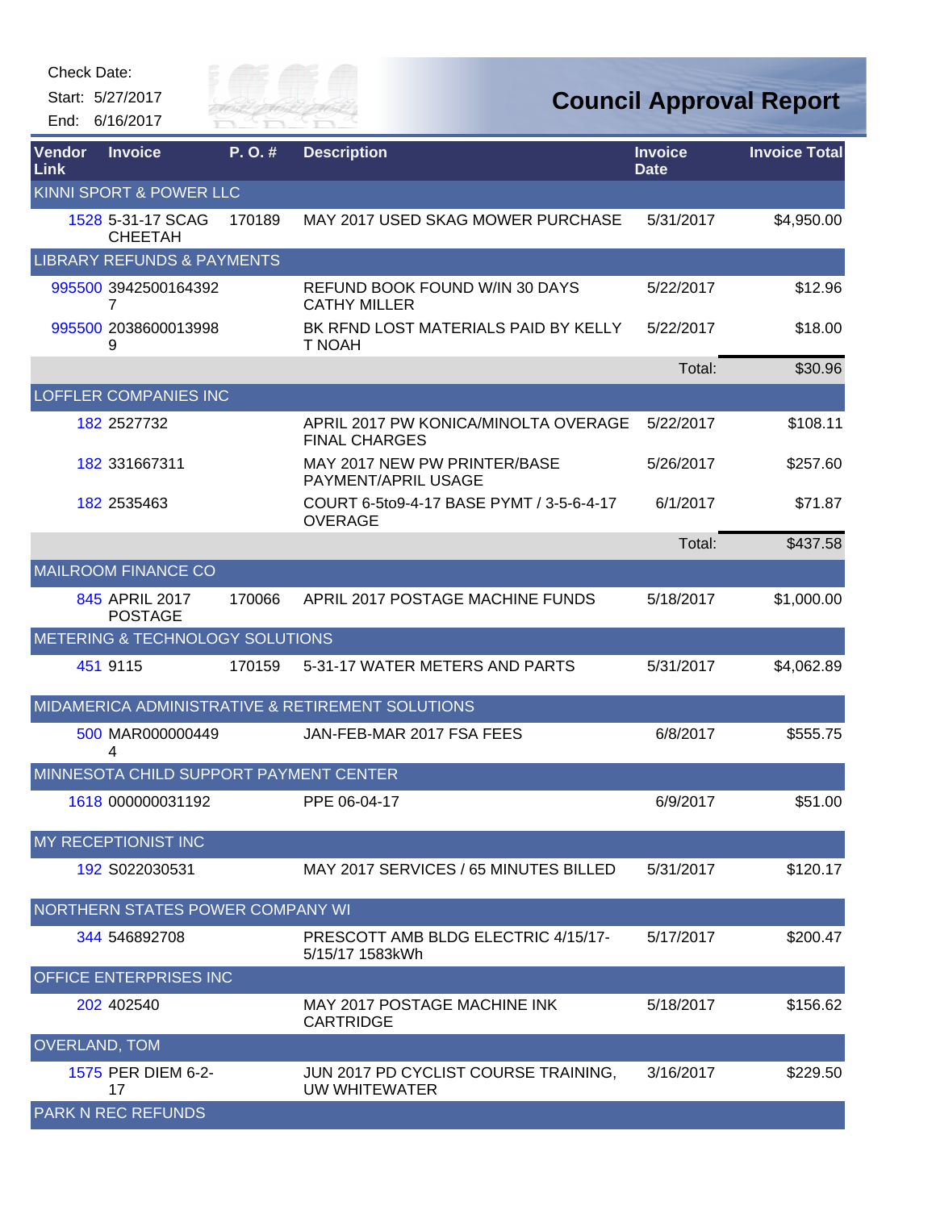Check Date:

Start: 5/27/2017

End: 6/16/2017

# Council Approval Report

| Vendor Link | Invoice | P. O. # | Description | Invoice Date | Invoice Total |
|---|---|---|---|---|---|
| KINNI SPORT & POWER LLC | | | | | |
| 1528 | 5-31-17 SCAG CHEETAH | 170189 | MAY 2017 USED SKAG MOWER PURCHASE | 5/31/2017 | $4,950.00 |
| LIBRARY REFUNDS & PAYMENTS | | | | | |
| 995500 | 39425001643927 | | REFUND BOOK FOUND W/IN 30 DAYS CATHY MILLER | 5/22/2017 | $12.96 |
| 995500 | 20386000139989 | | BK RFND LOST MATERIALS PAID BY KELLY T NOAH | 5/22/2017 | $18.00 |
| | | | | Total: | $30.96 |
| LOFFLER COMPANIES INC | | | | | |
| 182 | 2527732 | | APRIL 2017 PW KONICA/MINOLTA OVERAGE FINAL CHARGES | 5/22/2017 | $108.11 |
| 182 | 331667311 | | MAY 2017 NEW PW PRINTER/BASE PAYMENT/APRIL USAGE | 5/26/2017 | $257.60 |
| 182 | 2535463 | | COURT 6-5to9-4-17 BASE PYMT / 3-5-6-4-17 OVERAGE | 6/1/2017 | $71.87 |
| | | | | Total: | $437.58 |
| MAILROOM FINANCE CO | | | | | |
| 845 | APRIL 2017 POSTAGE | 170066 | APRIL 2017 POSTAGE MACHINE FUNDS | 5/18/2017 | $1,000.00 |
| METERING & TECHNOLOGY SOLUTIONS | | | | | |
| 451 | 9115 | 170159 | 5-31-17 WATER METERS AND PARTS | 5/31/2017 | $4,062.89 |
| MIDAMERICA ADMINISTRATIVE & RETIREMENT SOLUTIONS | | | | | |
| 500 | MAR0000004494 | | JAN-FEB-MAR 2017 FSA FEES | 6/8/2017 | $555.75 |
| MINNESOTA CHILD SUPPORT PAYMENT CENTER | | | | | |
| 1618 | 000000031192 | | PPE 06-04-17 | 6/9/2017 | $51.00 |
| MY RECEPTIONIST INC | | | | | |
| 192 | S022030531 | | MAY 2017 SERVICES / 65 MINUTES BILLED | 5/31/2017 | $120.17 |
| NORTHERN STATES POWER COMPANY WI | | | | | |
| 344 | 546892708 | | PRESCOTT AMB BLDG ELECTRIC 4/15/17-5/15/17 1583kWh | 5/17/2017 | $200.47 |
| OFFICE ENTERPRISES INC | | | | | |
| 202 | 402540 | | MAY 2017 POSTAGE MACHINE INK CARTRIDGE | 5/18/2017 | $156.62 |
| OVERLAND, TOM | | | | | |
| 1575 | PER DIEM 6-2-17 | | JUN 2017 PD CYCLIST COURSE TRAINING, UW WHITEWATER | 3/16/2017 | $229.50 |
| PARK N REC REFUNDS | | | | | |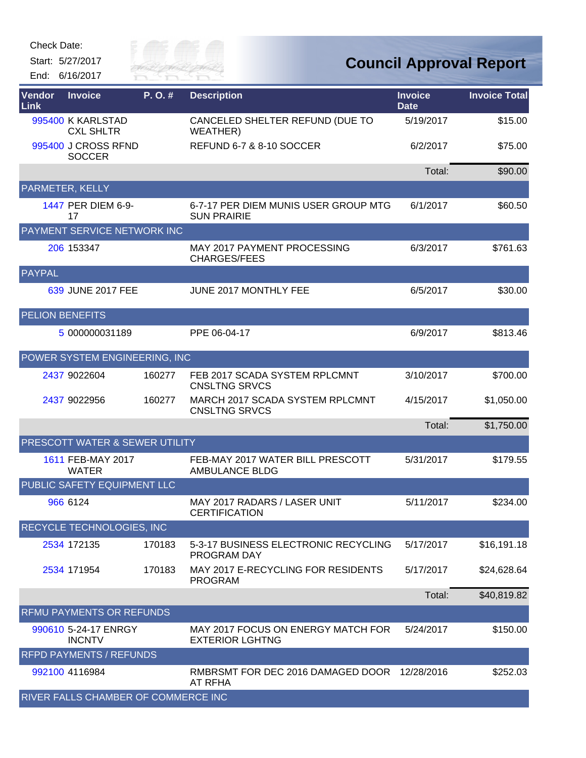Check Date:

Start: 5/27/2017

End: 6/16/2017

# Council Approval Report

| Vendor Link | Invoice | P. O. # | Description | Invoice Date | Invoice Total |
|---|---|---|---|---|---|
| 995400 | K KARLSTAD CXL SHLTR | | CANCELED SHELTER REFUND (DUE TO WEATHER) | 5/19/2017 | $15.00 |
| 995400 | J CROSS RFND SOCCER | | REFUND 6-7 & 8-10 SOCCER | 6/2/2017 | $75.00 |
| | | | | Total: | $90.00 |
| PARMETER, KELLY | | | | | |
| 1447 | PER DIEM 6-9-17 | | 6-7-17 PER DIEM MUNIS USER GROUP MTG SUN PRAIRIE | 6/1/2017 | $60.50 |
| PAYMENT SERVICE NETWORK INC | | | | | |
| 206 | 153347 | | MAY 2017 PAYMENT PROCESSING CHARGES/FEES | 6/3/2017 | $761.63 |
| PAYPAL | | | | | |
| 639 | JUNE 2017 FEE | | JUNE 2017 MONTHLY FEE | 6/5/2017 | $30.00 |
| PELION BENEFITS | | | | | |
| 5 | 000000031189 | | PPE 06-04-17 | 6/9/2017 | $813.46 |
| POWER SYSTEM ENGINEERING, INC | | | | | |
| 2437 | 9022604 | 160277 | FEB 2017 SCADA SYSTEM RPLCMNT CNSLTNG SRVCS | 3/10/2017 | $700.00 |
| 2437 | 9022956 | 160277 | MARCH 2017 SCADA SYSTEM RPLCMNT CNSLTNG SRVCS | 4/15/2017 | $1,050.00 |
| | | | | Total: | $1,750.00 |
| PRESCOTT WATER & SEWER UTILITY | | | | | |
| 1611 | FEB-MAY 2017 WATER | | FEB-MAY 2017 WATER BILL PRESCOTT AMBULANCE BLDG | 5/31/2017 | $179.55 |
| PUBLIC SAFETY EQUIPMENT LLC | | | | | |
| 966 | 6124 | | MAY 2017 RADARS / LASER UNIT CERTIFICATION | 5/11/2017 | $234.00 |
| RECYCLE TECHNOLOGIES, INC | | | | | |
| 2534 | 172135 | 170183 | 5-3-17 BUSINESS ELECTRONIC RECYCLING PROGRAM DAY | 5/17/2017 | $16,191.18 |
| 2534 | 171954 | 170183 | MAY 2017 E-RECYCLING FOR RESIDENTS PROGRAM | 5/17/2017 | $24,628.64 |
| | | | | Total: | $40,819.82 |
| RFMU PAYMENTS OR REFUNDS | | | | | |
| 990610 | 5-24-17 ENRGY INCNTV | | MAY 2017 FOCUS ON ENERGY MATCH FOR EXTERIOR LGHTNG | 5/24/2017 | $150.00 |
| RFPD PAYMENTS / REFUNDS | | | | | |
| 992100 | 4116984 | | RMBRSMT FOR DEC 2016 DAMAGED DOOR AT RFHA | 12/28/2016 | $252.03 |
| RIVER FALLS CHAMBER OF COMMERCE INC | | | | | |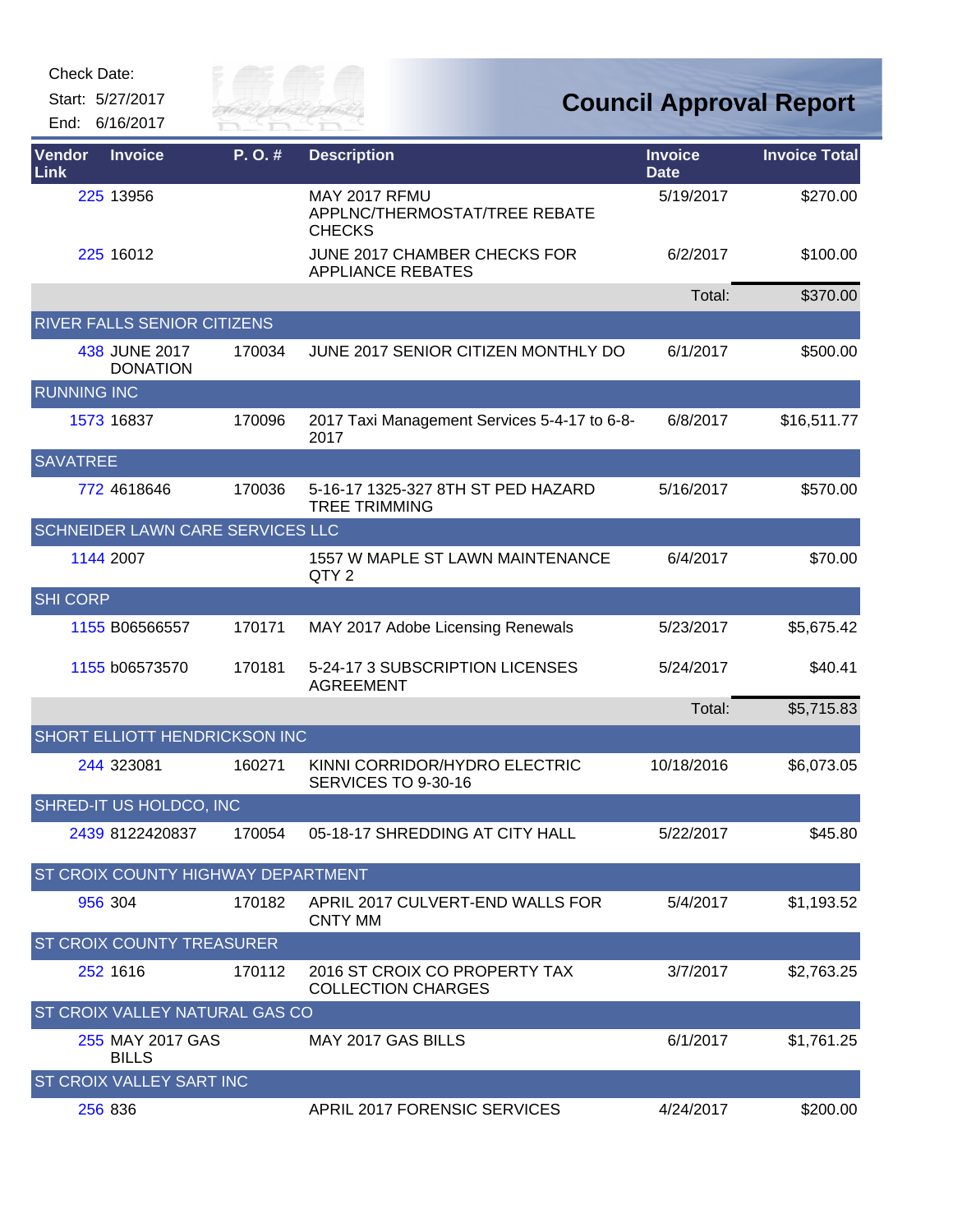Check Date:

Start: 5/27/2017

End: 6/16/2017

# Council Approval Report

| Vendor Link | Invoice | P. O. # | Description | Invoice Date | Invoice Total |
|---|---|---|---|---|---|
| 225 | 13956 | | MAY 2017 RFMU APPLNC/THERMOSTAT/TREE REBATE CHECKS | 5/19/2017 | $270.00 |
| 225 | 16012 | | JUNE 2017 CHAMBER CHECKS FOR APPLIANCE REBATES | 6/2/2017 | $100.00 |
| | | | | Total: | $370.00 |
| RIVER FALLS SENIOR CITIZENS | | | | | |
| 438 | JUNE 2017 DONATION | 170034 | JUNE 2017 SENIOR CITIZEN MONTHLY DO | 6/1/2017 | $500.00 |
| RUNNING INC | | | | | |
| 1573 | 16837 | 170096 | 2017 Taxi Management Services 5-4-17 to 6-8-2017 | 6/8/2017 | $16,511.77 |
| SAVATREE | | | | | |
| 772 | 4618646 | 170036 | 5-16-17 1325-327 8TH ST PED HAZARD TREE TRIMMING | 5/16/2017 | $570.00 |
| SCHNEIDER LAWN CARE SERVICES LLC | | | | | |
| 1144 | 2007 | | 1557 W MAPLE ST LAWN MAINTENANCE QTY 2 | 6/4/2017 | $70.00 |
| SHI CORP | | | | | |
| 1155 | B06566557 | 170171 | MAY 2017 Adobe Licensing Renewals | 5/23/2017 | $5,675.42 |
| 1155 | b06573570 | 170181 | 5-24-17 3 SUBSCRIPTION LICENSES AGREEMENT | 5/24/2017 | $40.41 |
| | | | | Total: | $5,715.83 |
| SHORT ELLIOTT HENDRICKSON INC | | | | | |
| 244 | 323081 | 160271 | KINNI CORRIDOR/HYDRO ELECTRIC SERVICES TO 9-30-16 | 10/18/2016 | $6,073.05 |
| SHRED-IT US HOLDCO, INC | | | | | |
| 2439 | 8122420837 | 170054 | 05-18-17 SHREDDING AT CITY HALL | 5/22/2017 | $45.80 |
| ST CROIX COUNTY HIGHWAY DEPARTMENT | | | | | |
| 956 | 304 | 170182 | APRIL 2017 CULVERT-END WALLS FOR CNTY MM | 5/4/2017 | $1,193.52 |
| ST CROIX COUNTY TREASURER | | | | | |
| 252 | 1616 | 170112 | 2016 ST CROIX CO PROPERTY TAX COLLECTION CHARGES | 3/7/2017 | $2,763.25 |
| ST CROIX VALLEY NATURAL GAS CO | | | | | |
| 255 | MAY 2017 GAS BILLS | | MAY 2017 GAS BILLS | 6/1/2017 | $1,761.25 |
| ST CROIX VALLEY SART INC | | | | | |
| 256 | 836 | | APRIL 2017 FORENSIC SERVICES | 4/24/2017 | $200.00 |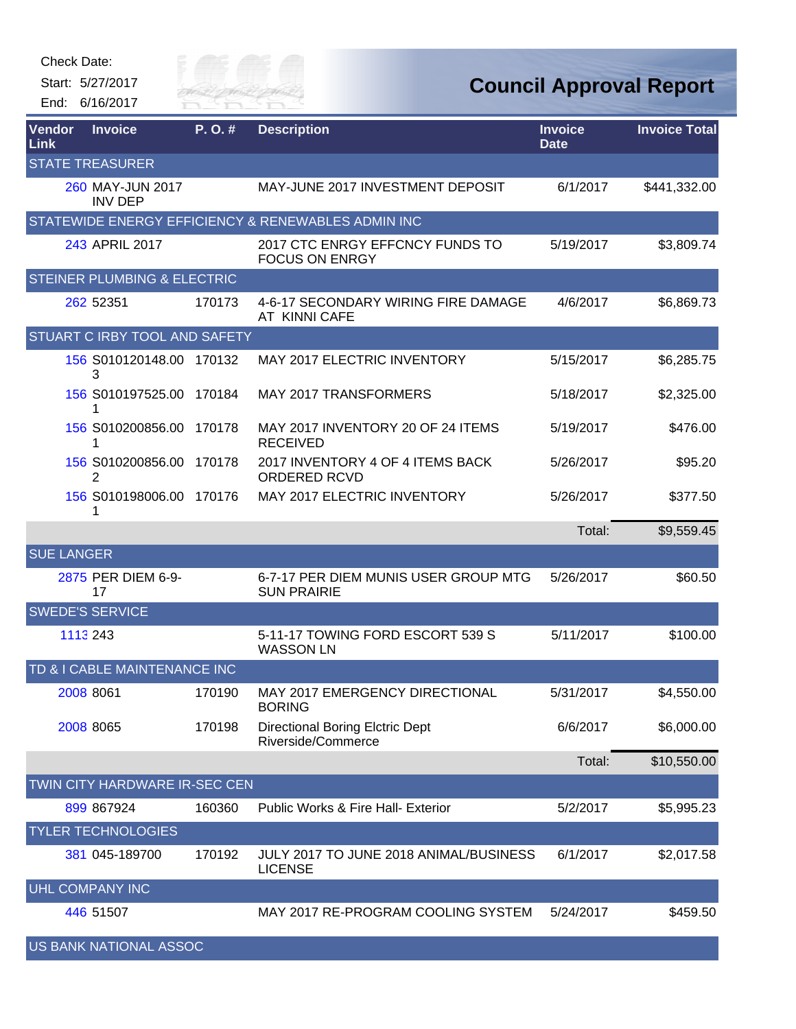Check Date:

Start: 5/27/2017

End: 6/16/2017

# Council Approval Report

| Vendor Link | Invoice | P. O. # | Description | Invoice Date | Invoice Total |
|---|---|---|---|---|---|
| STATE TREASURER | | | | | |
| 260 | MAY-JUN 2017 INV DEP | | MAY-JUNE 2017 INVESTMENT DEPOSIT | 6/1/2017 | $441,332.00 |
| STATEWIDE ENERGY EFFICIENCY & RENEWABLES ADMIN INC | | | | | |
| 243 | APRIL 2017 | | 2017 CTC ENRGY EFFCNCY FUNDS TO FOCUS ON ENRGY | 5/19/2017 | $3,809.74 |
| STEINER PLUMBING & ELECTRIC | | | | | |
| 262 | 52351 | 170173 | 4-6-17 SECONDARY WIRING FIRE DAMAGE AT KINNI CAFE | 4/6/2017 | $6,869.73 |
| STUART C IRBY TOOL AND SAFETY | | | | | |
| 156 | S010120148.003 | 170132 | MAY 2017 ELECTRIC INVENTORY | 5/15/2017 | $6,285.75 |
| 156 | S010197525.001 | 170184 | MAY 2017 TRANSFORMERS | 5/18/2017 | $2,325.00 |
| 156 | S010200856.001 | 170178 | MAY 2017 INVENTORY 20 OF 24 ITEMS RECEIVED | 5/19/2017 | $476.00 |
| 156 | S010200856.002 | 170178 | 2017 INVENTORY 4 OF 4 ITEMS BACK ORDERED RCVD | 5/26/2017 | $95.20 |
| 156 | S010198006.001 | 170176 | MAY 2017 ELECTRIC INVENTORY | 5/26/2017 | $377.50 |
| | | | | Total: | $9,559.45 |
| SUE LANGER | | | | | |
| 2875 | PER DIEM 6-9-17 | | 6-7-17 PER DIEM MUNIS USER GROUP MTG SUN PRAIRIE | 5/26/2017 | $60.50 |
| SWEDE'S SERVICE | | | | | |
| 1113 | 243 | | 5-11-17 TOWING FORD ESCORT 539 S WASSON LN | 5/11/2017 | $100.00 |
| TD & I CABLE MAINTENANCE INC | | | | | |
| 2008 | 8061 | 170190 | MAY 2017 EMERGENCY DIRECTIONAL BORING | 5/31/2017 | $4,550.00 |
| 2008 | 8065 | 170198 | Directional Boring Elctric Dept Riverside/Commerce | 6/6/2017 | $6,000.00 |
| | | | | Total: | $10,550.00 |
| TWIN CITY HARDWARE IR-SEC CEN | | | | | |
| 899 | 867924 | 160360 | Public Works & Fire Hall- Exterior | 5/2/2017 | $5,995.23 |
| TYLER TECHNOLOGIES | | | | | |
| 381 | 045-189700 | 170192 | JULY 2017 TO JUNE 2018 ANIMAL/BUSINESS LICENSE | 6/1/2017 | $2,017.58 |
| UHL COMPANY INC | | | | | |
| 446 | 51507 | | MAY 2017 RE-PROGRAM COOLING SYSTEM | 5/24/2017 | $459.50 |
| US BANK NATIONAL ASSOC | | | | | |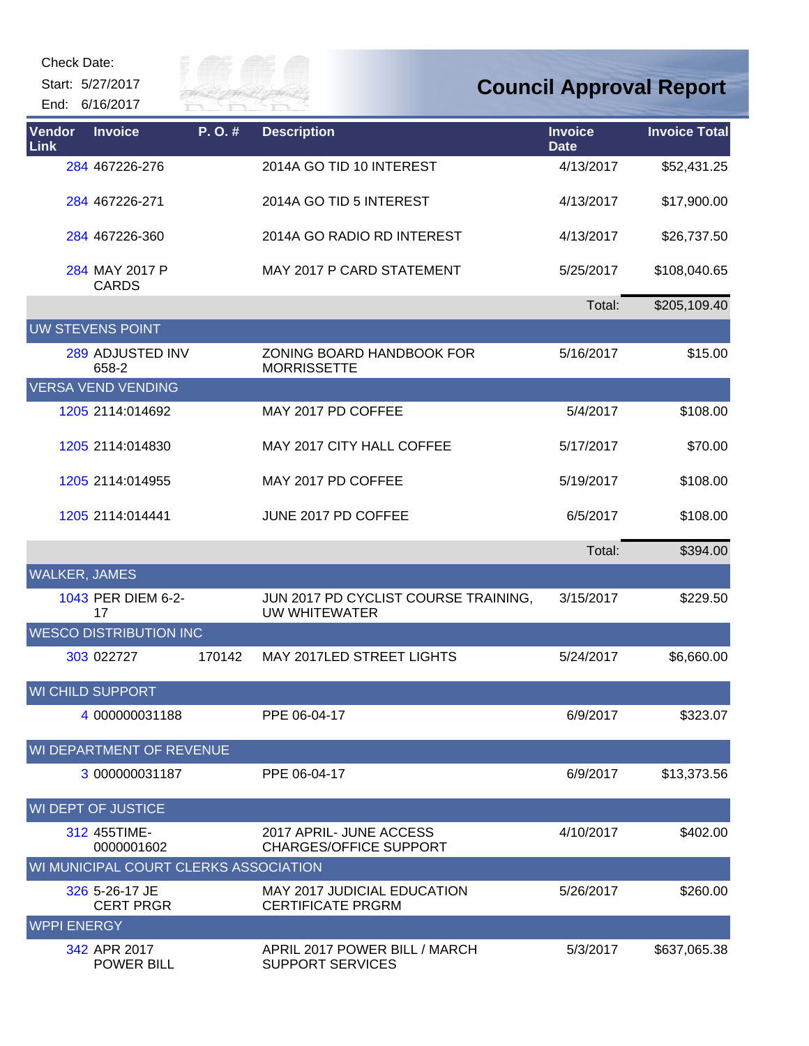Check Date:

Start: 5/27/2017

End: 6/16/2017

# Council Approval Report

| Vendor Link | Invoice | P. O. # | Description | Invoice Date | Invoice Total |
|---|---|---|---|---|---|
| 284 | 467226-276 | | 2014A GO TID 10 INTEREST | 4/13/2017 | $52,431.25 |
| 284 | 467226-271 | | 2014A GO TID 5 INTEREST | 4/13/2017 | $17,900.00 |
| 284 | 467226-360 | | 2014A GO RADIO RD INTEREST | 4/13/2017 | $26,737.50 |
| 284 | MAY 2017 P CARDS | | MAY 2017 P CARD STATEMENT | 5/25/2017 | $108,040.65 |
| | | | | Total: | $205,109.40 |
| **UW STEVENS POINT** | | | | | |
| 289 | ADJUSTED INV 658-2 | | ZONING BOARD HANDBOOK FOR MORRISSETTE | 5/16/2017 | $15.00 |
| **VERSA VEND VENDING** | | | | | |
| 1205 | 2114:014692 | | MAY 2017 PD COFFEE | 5/4/2017 | $108.00 |
| 1205 | 2114:014830 | | MAY 2017 CITY HALL COFFEE | 5/17/2017 | $70.00 |
| 1205 | 2114:014955 | | MAY 2017 PD COFFEE | 5/19/2017 | $108.00 |
| 1205 | 2114:014441 | | JUNE 2017 PD COFFEE | 6/5/2017 | $108.00 |
| | | | | Total: | $394.00 |
| **WALKER, JAMES** | | | | | |
| 1043 | PER DIEM 6-2-17 | | JUN 2017 PD CYCLIST COURSE TRAINING, UW WHITEWATER | 3/15/2017 | $229.50 |
| **WESCO DISTRIBUTION INC** | | | | | |
| 303 | 022727 | 170142 | MAY 2017LED STREET LIGHTS | 5/24/2017 | $6,660.00 |
| **WI CHILD SUPPORT** | | | | | |
| 4 | 000000031188 | | PPE 06-04-17 | 6/9/2017 | $323.07 |
| **WI DEPARTMENT OF REVENUE** | | | | | |
| 3 | 000000031187 | | PPE 06-04-17 | 6/9/2017 | $13,373.56 |
| **WI DEPT OF JUSTICE** | | | | | |
| 312 | 455TIME-0000001602 | | 2017 APRIL- JUNE ACCESS CHARGES/OFFICE SUPPORT | 4/10/2017 | $402.00 |
| **WI MUNICIPAL COURT CLERKS ASSOCIATION** | | | | | |
| 326 | 5-26-17 JE CERT PRGR | | MAY 2017 JUDICIAL EDUCATION CERTIFICATE PRGRM | 5/26/2017 | $260.00 |
| **WPPI ENERGY** | | | | | |
| 342 | APR 2017 POWER BILL | | APRIL 2017 POWER BILL / MARCH SUPPORT SERVICES | 5/3/2017 | $637,065.38 |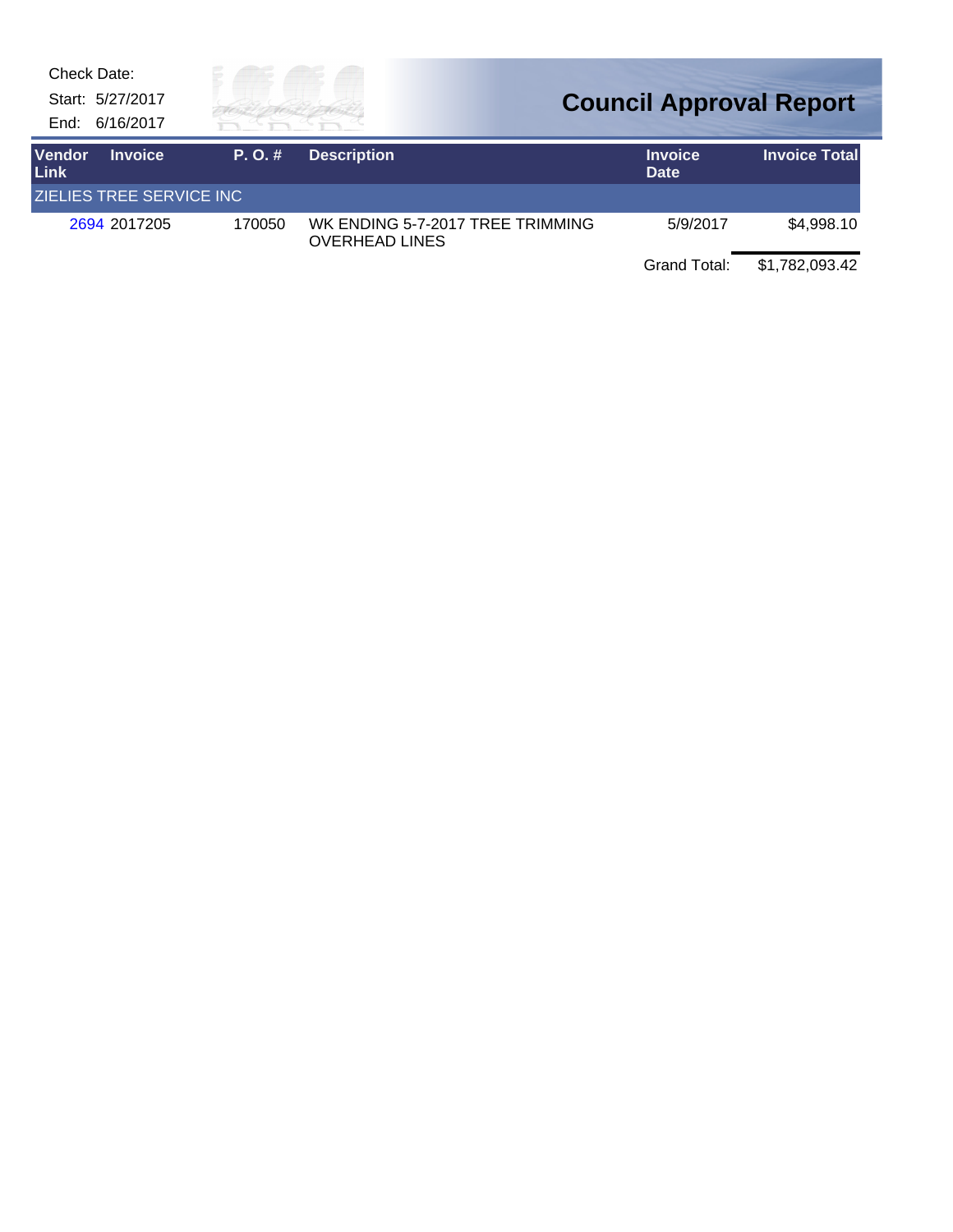Check Date:

Start: 5/27/2017

End: 6/16/2017

# Council Approval Report

| Vendor Link | Invoice | P. O. # | Description | Invoice Date | Invoice Total |
|---|---|---|---|---|---|
| ZIELIES TREE SERVICE INC | | | | | |
| 2694 | 2017205 | 170050 | WK ENDING 5-7-2017 TREE TRIMMING OVERHEAD LINES | 5/9/2017 | $4,998.10 |
| | | | | Grand Total: | $1,782,093.42 |